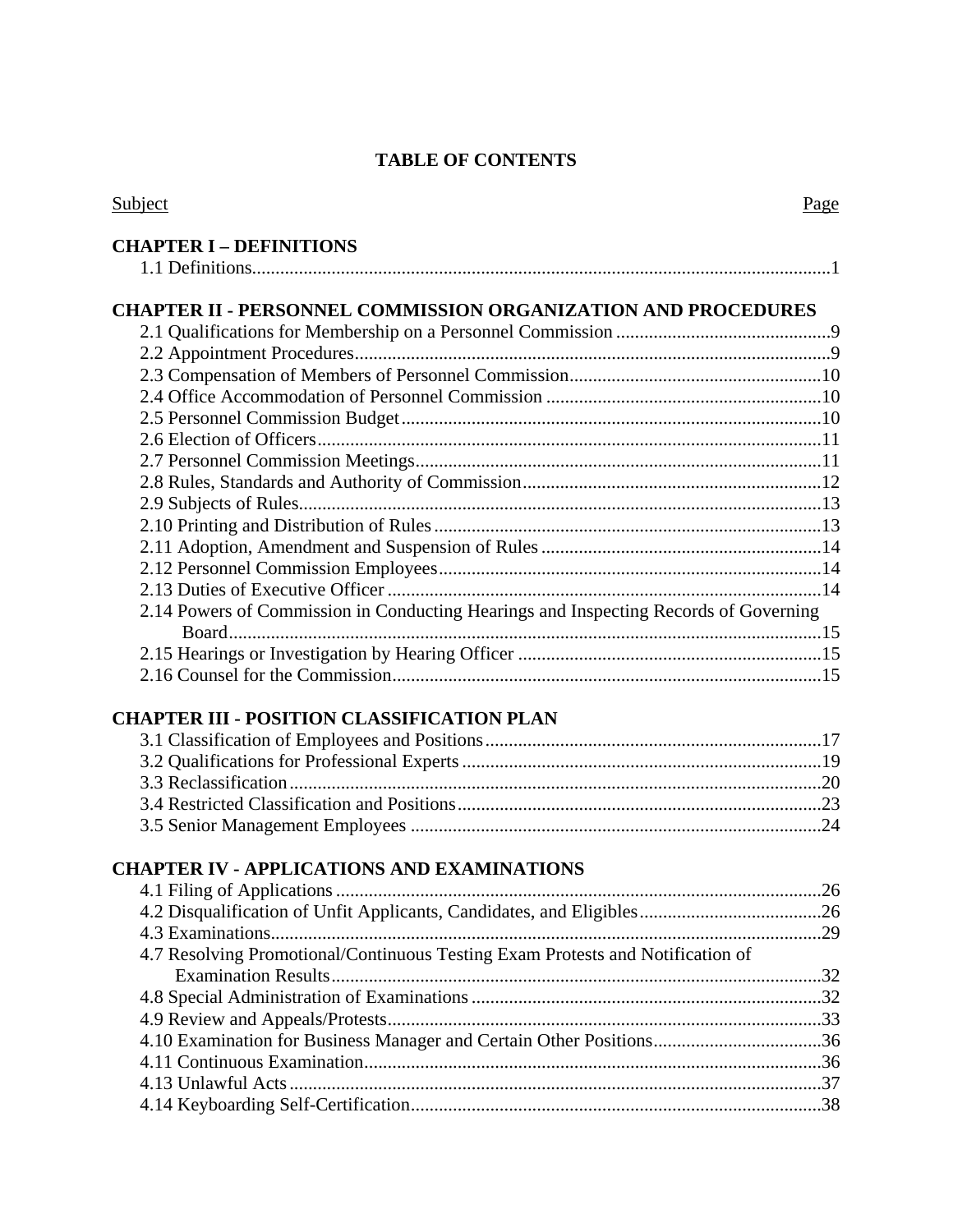# TABLE OF CONTENTS

| Subject | Page |
|---|---|
| **CHAPTER I – DEFINITIONS** | |
| 1.1 Definitions | 1 |
| **CHAPTER II - PERSONNEL COMMISSION ORGANIZATION AND PROCEDURES** | |
| 2.1 Qualifications for Membership on a Personnel Commission | 9 |
| 2.2 Appointment Procedures | 9 |
| 2.3 Compensation of Members of Personnel Commission | 10 |
| 2.4 Office Accommodation of Personnel Commission | 10 |
| 2.5 Personnel Commission Budget | 10 |
| 2.6 Election of Officers | 11 |
| 2.7 Personnel Commission Meetings | 11 |
| 2.8 Rules, Standards and Authority of Commission | 12 |
| 2.9 Subjects of Rules | 13 |
| 2.10 Printing and Distribution of Rules | 13 |
| 2.11 Adoption, Amendment and Suspension of Rules | 14 |
| 2.12 Personnel Commission Employees | 14 |
| 2.13 Duties of Executive Officer | 14 |
| 2.14 Powers of Commission in Conducting Hearings and Inspecting Records of Governing Board | 15 |
| 2.15 Hearings or Investigation by Hearing Officer | 15 |
| 2.16 Counsel for the Commission | 15 |
| **CHAPTER III - POSITION CLASSIFICATION PLAN** | |
| 3.1 Classification of Employees and Positions | 17 |
| 3.2 Qualifications for Professional Experts | 19 |
| 3.3 Reclassification | 20 |
| 3.4 Restricted Classification and Positions | 23 |
| 3.5 Senior Management Employees | 24 |
| **CHAPTER IV - APPLICATIONS AND EXAMINATIONS** | |
| 4.1 Filing of Applications | 26 |
| 4.2 Disqualification of Unfit Applicants, Candidates, and Eligibles | 26 |
| 4.3 Examinations | 29 |
| 4.7 Resolving Promotional/Continuous Testing Exam Protests and Notification of Examination Results | 32 |
| 4.8 Special Administration of Examinations | 32 |
| 4.9 Review and Appeals/Protests | 33 |
| 4.10 Examination for Business Manager and Certain Other Positions | 36 |
| 4.11 Continuous Examination | 36 |
| 4.13 Unlawful Acts | 37 |
| 4.14 Keyboarding Self-Certification | 38 |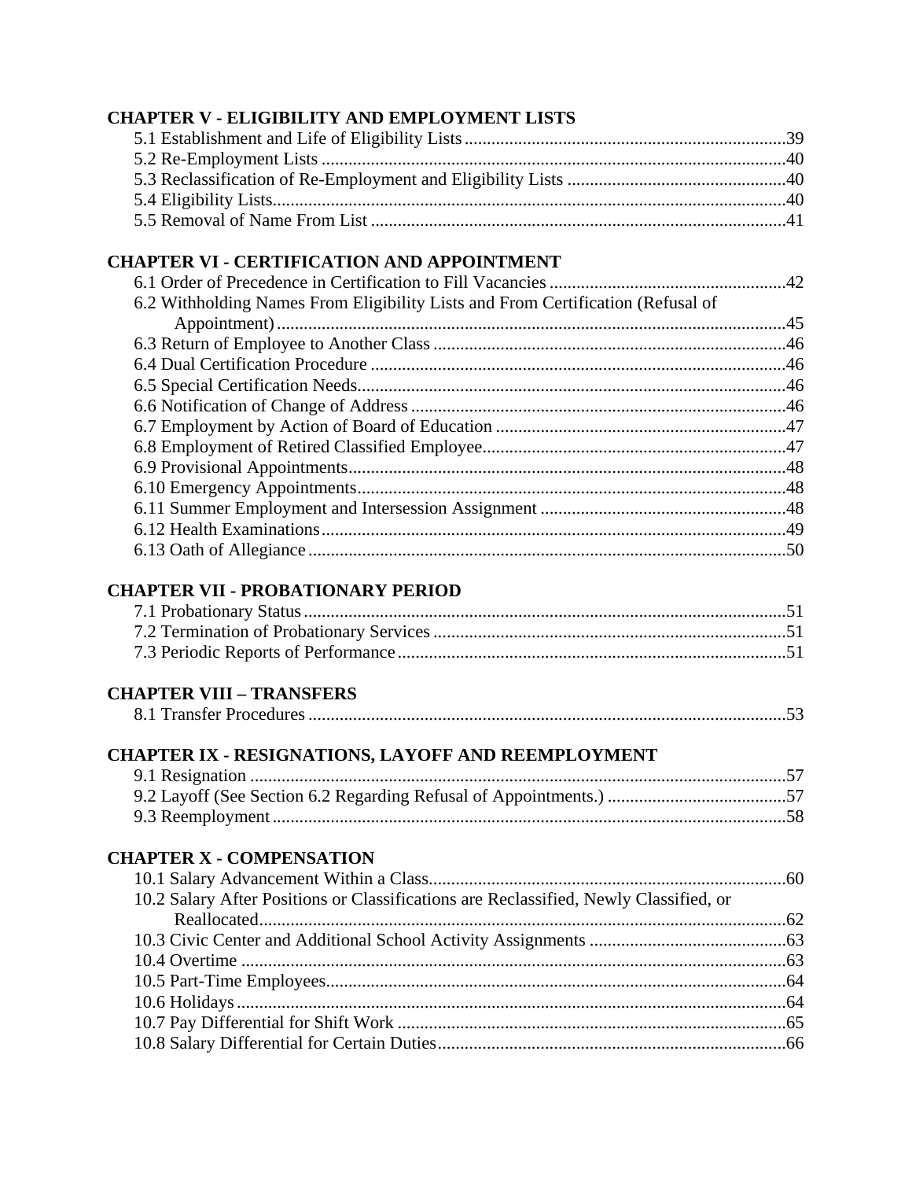## CHAPTER V - ELIGIBILITY AND EMPLOYMENT LISTS

5.1 Establishment and Life of Eligibility Lists ........................................................................ 39
5.2 Re-Employment Lists ........................................................................................................ 40
5.3 Reclassification of Re-Employment and Eligibility Lists ................................................. 40
5.4 Eligibility Lists.................................................................................................................. 40
5.5 Removal of Name From List ............................................................................................ 41

## CHAPTER VI - CERTIFICATION AND APPOINTMENT

6.1 Order of Precedence in Certification to Fill Vacancies ..................................................... 42
6.2 Withholding Names From Eligibility Lists and From Certification (Refusal of Appointment) ................................................................................................................. 45
6.3 Return of Employee to Another Class .............................................................................. 46
6.4 Dual Certification Procedure ............................................................................................ 46
6.5 Special Certification Needs............................................................................................... 46
6.6 Notification of Change of Address ................................................................................... 46
6.7 Employment by Action of Board of Education ................................................................ 47
6.8 Employment of Retired Classified Employee................................................................... 47
6.9 Provisional Appointments................................................................................................. 48
6.10 Emergency Appointments............................................................................................... 48
6.11 Summer Employment and Intersession Assignment ....................................................... 48
6.12 Health Examinations....................................................................................................... 49
6.13 Oath of Allegiance .......................................................................................................... 50

## CHAPTER VII - PROBATIONARY PERIOD

7.1 Probationary Status ........................................................................................................... 51
7.2 Termination of Probationary Services .............................................................................. 51
7.3 Periodic Reports of Performance ...................................................................................... 51

## CHAPTER VIII – TRANSFERS

8.1 Transfer Procedures .......................................................................................................... 53

## CHAPTER IX - RESIGNATIONS, LAYOFF AND REEMPLOYMENT

9.1 Resignation ....................................................................................................................... 57
9.2 Layoff (See Section 6.2 Regarding Refusal of Appointments.) ........................................ 57
9.3 Reemployment .................................................................................................................. 58

## CHAPTER X - COMPENSATION

10.1 Salary Advancement Within a Class............................................................................... 60
10.2 Salary After Positions or Classifications are Reclassified, Newly Classified, or Reallocated..................................................................................................................... 62
10.3 Civic Center and Additional School Activity Assignments ............................................ 63
10.4 Overtime ......................................................................................................................... 63
10.5 Part-Time Employees...................................................................................................... 64
10.6 Holidays .......................................................................................................................... 64
10.7 Pay Differential for Shift Work ...................................................................................... 65
10.8 Salary Differential for Certain Duties............................................................................. 66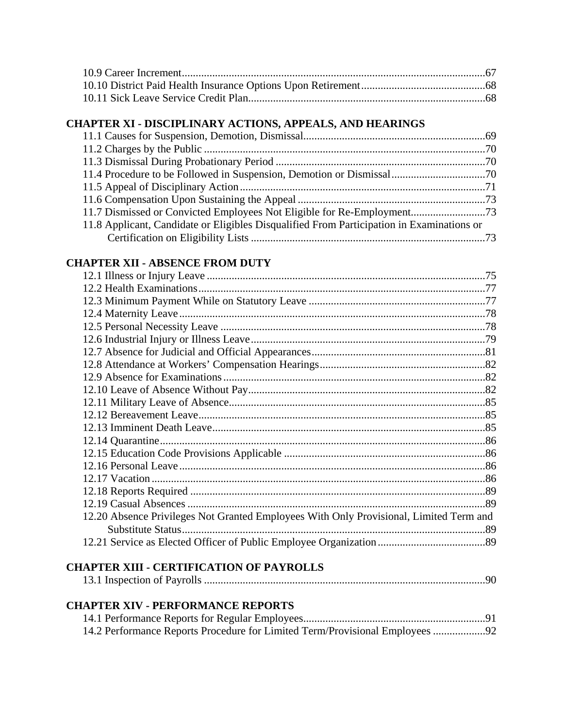10.9 Career Increment.............................................................................................................67
10.10 District Paid Health Insurance Options Upon Retirement.............................................68
10.11 Sick Leave Service Credit Plan......................................................................................68

**CHAPTER XI - DISCIPLINARY ACTIONS, APPEALS, AND HEARINGS**

11.1 Causes for Suspension, Demotion, Dismissal.................................................................69
11.2 Charges by the Public .....................................................................................................70
11.3 Dismissal During Probationary Period ...........................................................................70
11.4 Procedure to be Followed in Suspension, Demotion or Dismissal..................................70
11.5 Appeal of Disciplinary Action........................................................................................71
11.6 Compensation Upon Sustaining the Appeal ...................................................................73
11.7 Dismissed or Convicted Employees Not Eligible for Re-Employment...........................73
11.8 Applicant, Candidate or Eligibles Disqualified From Participation in Examinations or Certification on Eligibility Lists ....................................................................................73

**CHAPTER XII - ABSENCE FROM DUTY**

12.1 Illness or Injury Leave ....................................................................................................75
12.2 Health Examinations.......................................................................................................77
12.3 Minimum Payment While on Statutory Leave ...............................................................77
12.4 Maternity Leave..............................................................................................................78
12.5 Personal Necessity Leave ...............................................................................................78
12.6 Industrial Injury or Illness Leave....................................................................................79
12.7 Absence for Judicial and Official Appearances..............................................................81
12.8 Attendance at Workers' Compensation Hearings............................................................82
12.9 Absence for Examinations..............................................................................................82
12.10 Leave of Absence Without Pay.....................................................................................82
12.11 Military Leave of Absence............................................................................................85
12.12 Bereavement Leave.......................................................................................................85
12.13 Imminent Death Leave..................................................................................................85
12.14 Quarantine.....................................................................................................................86
12.15 Education Code Provisions Applicable .........................................................................86
12.16 Personal Leave...............................................................................................................86
12.17 Vacation.........................................................................................................................86
12.18 Reports Required ...........................................................................................................89
12.19 Casual Absences ............................................................................................................89
12.20 Absence Privileges Not Granted Employees With Only Provisional, Limited Term and Substitute Status.............................................................................................................89
12.21 Service as Elected Officer of Public Employee Organization.......................................89

**CHAPTER XIII - CERTIFICATION OF PAYROLLS**

13.1 Inspection of Payrolls .....................................................................................................90

**CHAPTER XIV - PERFORMANCE REPORTS**

14.1 Performance Reports for Regular Employees.................................................................91
14.2 Performance Reports Procedure for Limited Term/Provisional Employees ...................92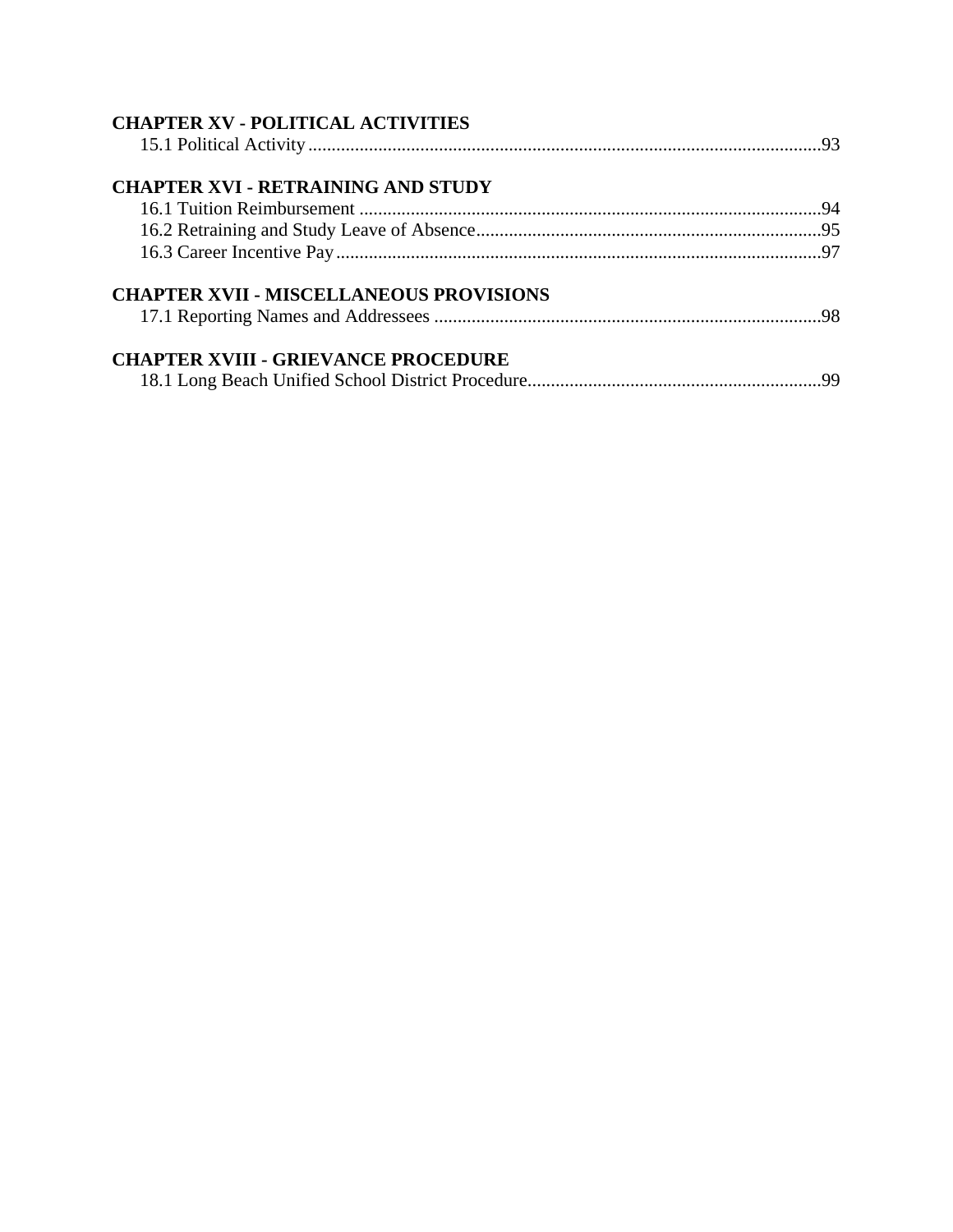**CHAPTER XV - POLITICAL ACTIVITIES**

15.1 Political Activity..............................................................................................................93

**CHAPTER XVI - RETRAINING AND STUDY**

16.1 Tuition Reimbursement ...................................................................................................94
16.2 Retraining and Study Leave of Absence..........................................................................95
16.3 Career Incentive Pay........................................................................................................97

**CHAPTER XVII - MISCELLANEOUS PROVISIONS**

17.1 Reporting Names and Addressees ...................................................................................98

**CHAPTER XVIII - GRIEVANCE PROCEDURE**

18.1 Long Beach Unified School District Procedure...............................................................99